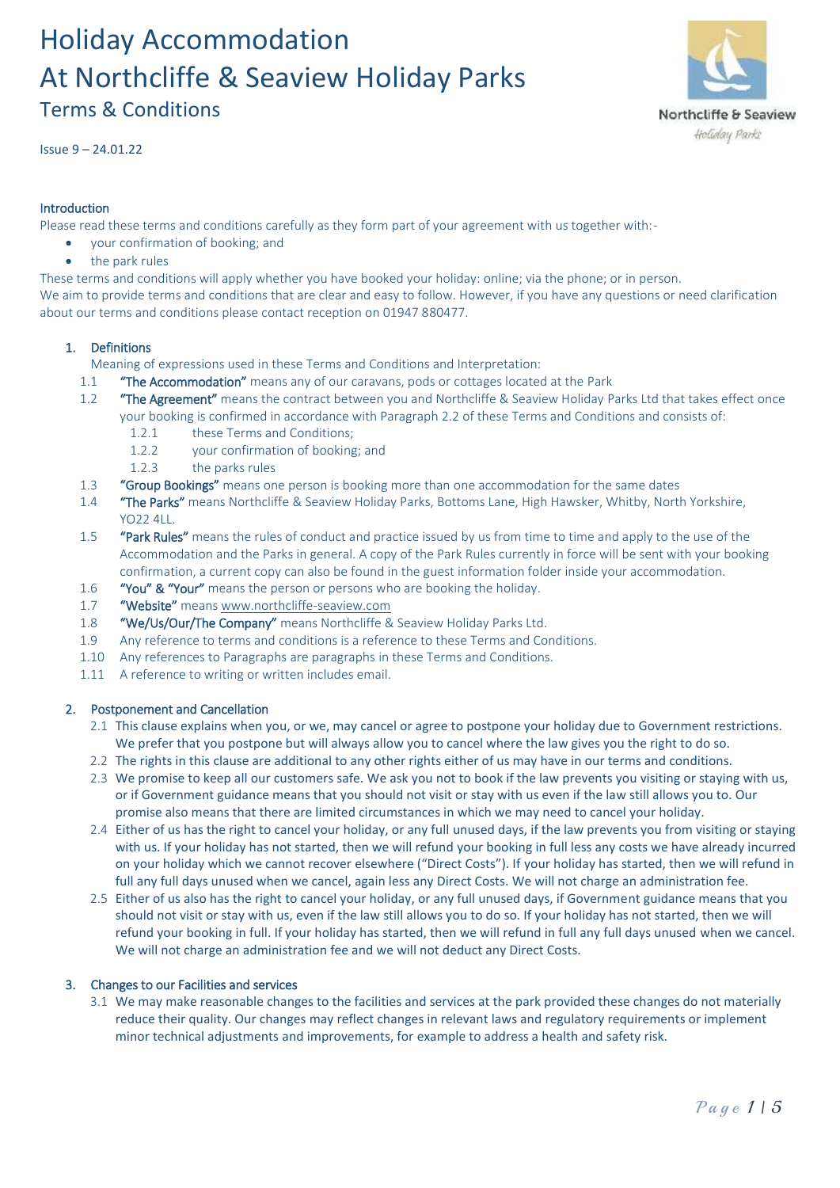# Holiday Accommodation
# At Northcliffe & Seaview Holiday Parks
## Terms & Conditions

Northcliffe & Seaview
Holiday Parks

Issue 9 – 24.01.22

### Introduction

Please read these terms and conditions carefully as they form part of your agreement with us together with:-

- your confirmation of booking; and
- the park rules

These terms and conditions will apply whether you have booked your holiday: online; via the phone; or in person.
We aim to provide terms and conditions that are clear and easy to follow. However, if you have any questions or need clarification about our terms and conditions please contact reception on 01947 880477.

### 1. Definitions

Meaning of expressions used in these Terms and Conditions and Interpretation:

1.1 **"The Accommodation"** means any of our caravans, pods or cottages located at the Park

1.2 **"The Agreement"** means the contract between you and Northcliffe & Seaview Holiday Parks Ltd that takes effect once your booking is confirmed in accordance with Paragraph 2.2 of these Terms and Conditions and consists of:

1.2.1 these Terms and Conditions;

1.2.2 your confirmation of booking; and

1.2.3 the parks rules

1.3 **"Group Bookings"** means one person is booking more than one accommodation for the same dates

1.4 **"The Parks"** means Northcliffe & Seaview Holiday Parks, Bottoms Lane, High Hawsker, Whitby, North Yorkshire, YO22 4LL.

1.5 **"Park Rules"** means the rules of conduct and practice issued by us from time to time and apply to the use of the Accommodation and the Parks in general. A copy of the Park Rules currently in force will be sent with your booking confirmation, a current copy can also be found in the guest information folder inside your accommodation.

1.6 **"You" & "Your"** means the person or persons who are booking the holiday.

1.7 **"Website"** means www.northcliffe-seaview.com

1.8 **"We/Us/Our/The Company"** means Northcliffe & Seaview Holiday Parks Ltd.

1.9 Any reference to terms and conditions is a reference to these Terms and Conditions.

1.10 Any references to Paragraphs are paragraphs in these Terms and Conditions.

1.11 A reference to writing or written includes email.

### 2. Postponement and Cancellation

2.1 This clause explains when you, or we, may cancel or agree to postpone your holiday due to Government restrictions. We prefer that you postpone but will always allow you to cancel where the law gives you the right to do so.

2.2 The rights in this clause are additional to any other rights either of us may have in our terms and conditions.

2.3 We promise to keep all our customers safe. We ask you not to book if the law prevents you visiting or staying with us, or if Government guidance means that you should not visit or stay with us even if the law still allows you to. Our promise also means that there are limited circumstances in which we may need to cancel your holiday.

2.4 Either of us has the right to cancel your holiday, or any full unused days, if the law prevents you from visiting or staying with us. If your holiday has not started, then we will refund your booking in full less any costs we have already incurred on your holiday which we cannot recover elsewhere ("Direct Costs"). If your holiday has started, then we will refund in full any full days unused when we cancel, again less any Direct Costs. We will not charge an administration fee.

2.5 Either of us also has the right to cancel your holiday, or any full unused days, if Government guidance means that you should not visit or stay with us, even if the law still allows you to do so. If your holiday has not started, then we will refund your booking in full. If your holiday has started, then we will refund in full any full days unused when we cancel. We will not charge an administration fee and we will not deduct any Direct Costs.

### 3. Changes to our Facilities and services

3.1 We may make reasonable changes to the facilities and services at the park provided these changes do not materially reduce their quality. Our changes may reflect changes in relevant laws and regulatory requirements or implement minor technical adjustments and improvements, for example to address a health and safety risk.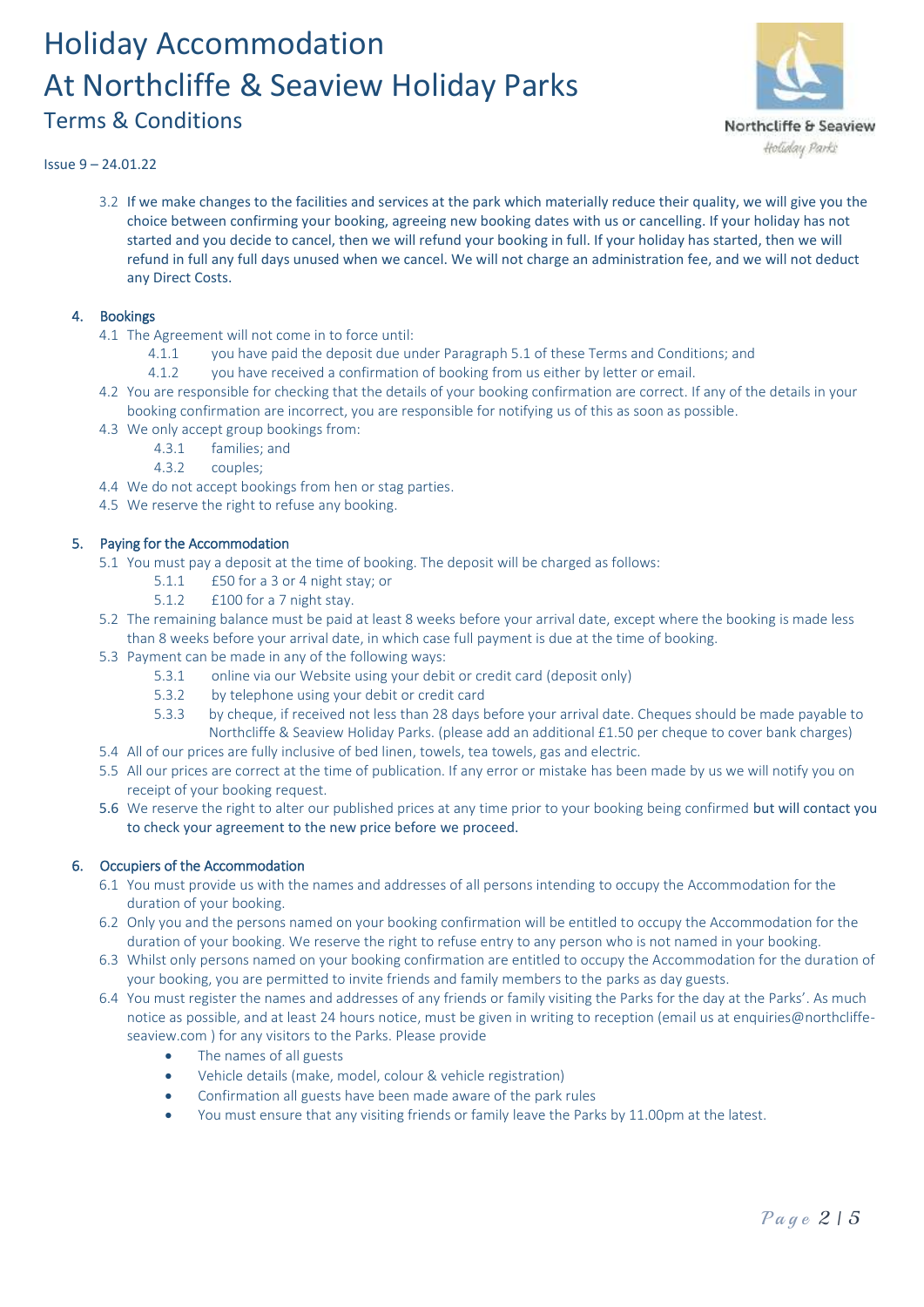3.2 If we make changes to the facilities and services at the park which materially reduce their quality, we will give you the choice between confirming your booking, agreeing new booking dates with us or cancelling. If your holiday has not started and you decide to cancel, then we will refund your booking in full. If your holiday has started, then we will refund in full any full days unused when we cancel. We will not charge an administration fee, and we will not deduct any Direct Costs.

## 4. Bookings

4.1 The Agreement will not come in to force until:

- 4.1.1 you have paid the deposit due under Paragraph 5.1 of these Terms and Conditions; and
- 4.1.2 you have received a confirmation of booking from us either by letter or email.

4.2 You are responsible for checking that the details of your booking confirmation are correct. If any of the details in your booking confirmation are incorrect, you are responsible for notifying us of this as soon as possible.

4.3 We only accept group bookings from:

- 4.3.1 families; and
- 4.3.2 couples;

4.4 We do not accept bookings from hen or stag parties.

4.5 We reserve the right to refuse any booking.

## 5. Paying for the Accommodation

5.1 You must pay a deposit at the time of booking. The deposit will be charged as follows:

- 5.1.1 £50 for a 3 or 4 night stay; or
- 5.1.2 £100 for a 7 night stay.

5.2 The remaining balance must be paid at least 8 weeks before your arrival date, except where the booking is made less than 8 weeks before your arrival date, in which case full payment is due at the time of booking.

5.3 Payment can be made in any of the following ways:

- 5.3.1 online via our Website using your debit or credit card (deposit only)
- 5.3.2 by telephone using your debit or credit card
- 5.3.3 by cheque, if received not less than 28 days before your arrival date. Cheques should be made payable to Northcliffe & Seaview Holiday Parks. (please add an additional £1.50 per cheque to cover bank charges)

5.4 All of our prices are fully inclusive of bed linen, towels, tea towels, gas and electric.

5.5 All our prices are correct at the time of publication. If any error or mistake has been made by us we will notify you on receipt of your booking request.

5.6 We reserve the right to alter our published prices at any time prior to your booking being confirmed but will contact you to check your agreement to the new price before we proceed.

## 6. Occupiers of the Accommodation

6.1 You must provide us with the names and addresses of all persons intending to occupy the Accommodation for the duration of your booking.

6.2 Only you and the persons named on your booking confirmation will be entitled to occupy the Accommodation for the duration of your booking. We reserve the right to refuse entry to any person who is not named in your booking.

6.3 Whilst only persons named on your booking confirmation are entitled to occupy the Accommodation for the duration of your booking, you are permitted to invite friends and family members to the parks as day guests.

6.4 You must register the names and addresses of any friends or family visiting the Parks for the day at the Parks'. As much notice as possible, and at least 24 hours notice, must be given in writing to reception (email us at enquiries@northcliffe-seaview.com ) for any visitors to the Parks. Please provide

- The names of all guests
- Vehicle details (make, model, colour & vehicle registration)
- Confirmation all guests have been made aware of the park rules
- You must ensure that any visiting friends or family leave the Parks by 11.00pm at the latest.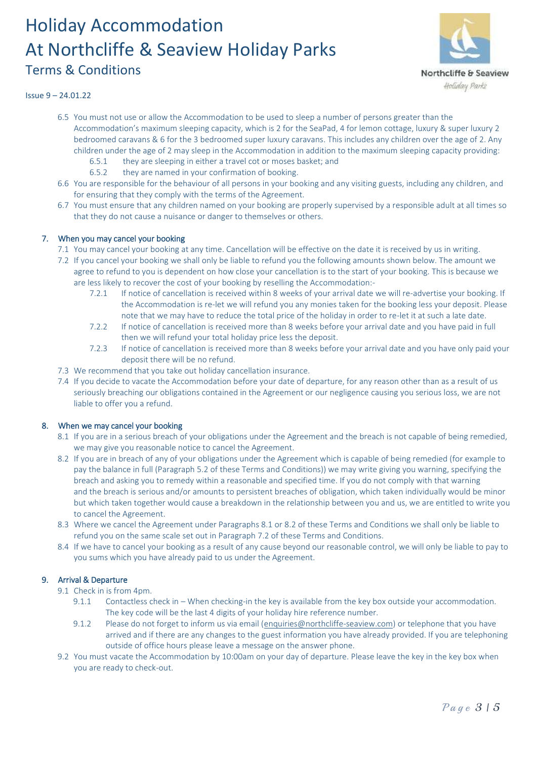6.5 You must not use or allow the Accommodation to be used to sleep a number of persons greater than the Accommodation's maximum sleeping capacity, which is 2 for the SeaPad, 4 for lemon cottage, luxury & super luxury 2 bedroomed caravans & 6 for the 3 bedroomed super luxury caravans. This includes any children over the age of 2. Any children under the age of 2 may sleep in the Accommodation in addition to the maximum sleeping capacity providing:

6.5.1 they are sleeping in either a travel cot or moses basket; and

6.5.2 they are named in your confirmation of booking.

6.6 You are responsible for the behaviour of all persons in your booking and any visiting guests, including any children, and for ensuring that they comply with the terms of the Agreement.

6.7 You must ensure that any children named on your booking are properly supervised by a responsible adult at all times so that they do not cause a nuisance or danger to themselves or others.

## 7. When you may cancel your booking

7.1 You may cancel your booking at any time. Cancellation will be effective on the date it is received by us in writing.

7.2 If you cancel your booking we shall only be liable to refund you the following amounts shown below. The amount we agree to refund to you is dependent on how close your cancellation is to the start of your booking. This is because we are less likely to recover the cost of your booking by reselling the Accommodation:-

7.2.1 If notice of cancellation is received within 8 weeks of your arrival date we will re-advertise your booking. If the Accommodation is re-let we will refund you any monies taken for the booking less your deposit. Please note that we may have to reduce the total price of the holiday in order to re-let it at such a late date.

7.2.2 If notice of cancellation is received more than 8 weeks before your arrival date and you have paid in full then we will refund your total holiday price less the deposit.

7.2.3 If notice of cancellation is received more than 8 weeks before your arrival date and you have only paid your deposit there will be no refund.

7.3 We recommend that you take out holiday cancellation insurance.

7.4 If you decide to vacate the Accommodation before your date of departure, for any reason other than as a result of us seriously breaching our obligations contained in the Agreement or our negligence causing you serious loss, we are not liable to offer you a refund.

## 8. When we may cancel your booking

8.1 If you are in a serious breach of your obligations under the Agreement and the breach is not capable of being remedied, we may give you reasonable notice to cancel the Agreement.

8.2 If you are in breach of any of your obligations under the Agreement which is capable of being remedied (for example to pay the balance in full (Paragraph 5.2 of these Terms and Conditions)) we may write giving you warning, specifying the breach and asking you to remedy within a reasonable and specified time. If you do not comply with that warning and the breach is serious and/or amounts to persistent breaches of obligation, which taken individually would be minor but which taken together would cause a breakdown in the relationship between you and us, we are entitled to write you to cancel the Agreement.

8.3 Where we cancel the Agreement under Paragraphs 8.1 or 8.2 of these Terms and Conditions we shall only be liable to refund you on the same scale set out in Paragraph 7.2 of these Terms and Conditions.

8.4 If we have to cancel your booking as a result of any cause beyond our reasonable control, we will only be liable to pay to you sums which you have already paid to us under the Agreement.

## 9. Arrival & Departure

9.1 Check in is from 4pm.

9.1.1 Contactless check in – When checking-in the key is available from the key box outside your accommodation. The key code will be the last 4 digits of your holiday hire reference number.

9.1.2 Please do not forget to inform us via email (enquiries@northcliffe-seaview.com) or telephone that you have arrived and if there are any changes to the guest information you have already provided. If you are telephoning outside of office hours please leave a message on the answer phone.

9.2 You must vacate the Accommodation by 10:00am on your day of departure. Please leave the key in the key box when you are ready to check-out.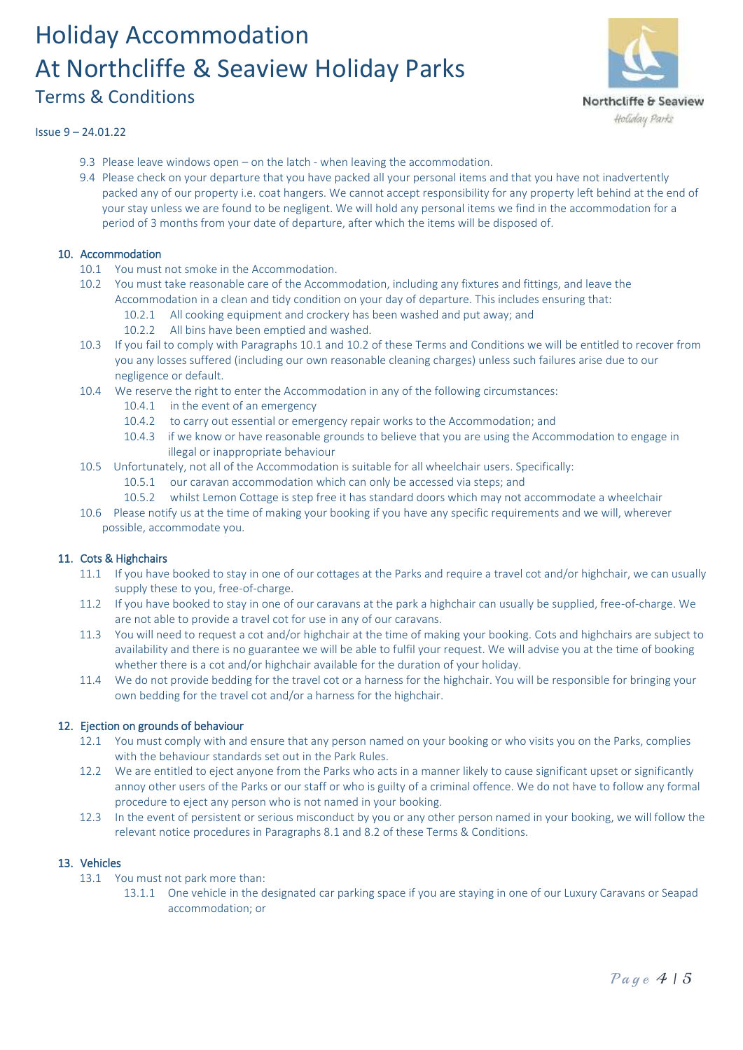9.3 Please leave windows open – on the latch - when leaving the accommodation.

9.4 Please check on your departure that you have packed all your personal items and that you have not inadvertently packed any of our property i.e. coat hangers. We cannot accept responsibility for any property left behind at the end of your stay unless we are found to be negligent. We will hold any personal items we find in the accommodation for a period of 3 months from your date of departure, after which the items will be disposed of.

## 10. Accommodation

10.1 You must not smoke in the Accommodation.

10.2 You must take reasonable care of the Accommodation, including any fixtures and fittings, and leave the Accommodation in a clean and tidy condition on your day of departure. This includes ensuring that:

- 10.2.1 All cooking equipment and crockery has been washed and put away; and
- 10.2.2 All bins have been emptied and washed.

10.3 If you fail to comply with Paragraphs 10.1 and 10.2 of these Terms and Conditions we will be entitled to recover from you any losses suffered (including our own reasonable cleaning charges) unless such failures arise due to our negligence or default.

10.4 We reserve the right to enter the Accommodation in any of the following circumstances:

- 10.4.1 in the event of an emergency
- 10.4.2 to carry out essential or emergency repair works to the Accommodation; and
- 10.4.3 if we know or have reasonable grounds to believe that you are using the Accommodation to engage in illegal or inappropriate behaviour

10.5 Unfortunately, not all of the Accommodation is suitable for all wheelchair users. Specifically:

- 10.5.1 our caravan accommodation which can only be accessed via steps; and
- 10.5.2 whilst Lemon Cottage is step free it has standard doors which may not accommodate a wheelchair

10.6 Please notify us at the time of making your booking if you have any specific requirements and we will, wherever possible, accommodate you.

## 11. Cots & Highchairs

11.1 If you have booked to stay in one of our cottages at the Parks and require a travel cot and/or highchair, we can usually supply these to you, free-of-charge.

11.2 If you have booked to stay in one of our caravans at the park a highchair can usually be supplied, free-of-charge. We are not able to provide a travel cot for use in any of our caravans.

11.3 You will need to request a cot and/or highchair at the time of making your booking. Cots and highchairs are subject to availability and there is no guarantee we will be able to fulfil your request. We will advise you at the time of booking whether there is a cot and/or highchair available for the duration of your holiday.

11.4 We do not provide bedding for the travel cot or a harness for the highchair. You will be responsible for bringing your own bedding for the travel cot and/or a harness for the highchair.

## 12. Ejection on grounds of behaviour

12.1 You must comply with and ensure that any person named on your booking or who visits you on the Parks, complies with the behaviour standards set out in the Park Rules.

12.2 We are entitled to eject anyone from the Parks who acts in a manner likely to cause significant upset or significantly annoy other users of the Parks or our staff or who is guilty of a criminal offence. We do not have to follow any formal procedure to eject any person who is not named in your booking.

12.3 In the event of persistent or serious misconduct by you or any other person named in your booking, we will follow the relevant notice procedures in Paragraphs 8.1 and 8.2 of these Terms & Conditions.

## 13. Vehicles

13.1 You must not park more than:

- 13.1.1 One vehicle in the designated car parking space if you are staying in one of our Luxury Caravans or Seapad accommodation; or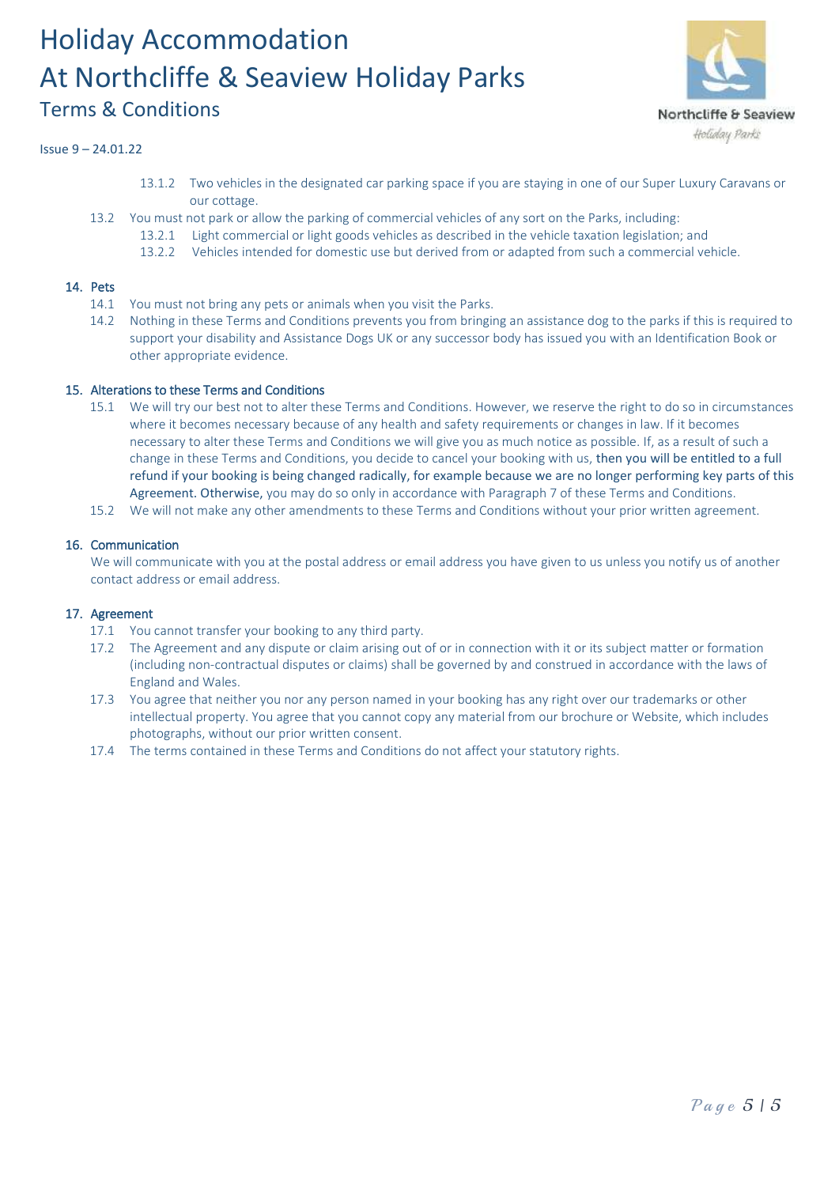13.1.2 Two vehicles in the designated car parking space if you are staying in one of our Super Luxury Caravans or our cottage.

13.2 You must not park or allow the parking of commercial vehicles of any sort on the Parks, including:

13.2.1 Light commercial or light goods vehicles as described in the vehicle taxation legislation; and

13.2.2 Vehicles intended for domestic use but derived from or adapted from such a commercial vehicle.

## 14. Pets

14.1 You must not bring any pets or animals when you visit the Parks.

14.2 Nothing in these Terms and Conditions prevents you from bringing an assistance dog to the parks if this is required to support your disability and Assistance Dogs UK or any successor body has issued you with an Identification Book or other appropriate evidence.

## 15. Alterations to these Terms and Conditions

15.1 We will try our best not to alter these Terms and Conditions. However, we reserve the right to do so in circumstances where it becomes necessary because of any health and safety requirements or changes in law. If it becomes necessary to alter these Terms and Conditions we will give you as much notice as possible. If, as a result of such a change in these Terms and Conditions, you decide to cancel your booking with us, then you will be entitled to a full refund if your booking is being changed radically, for example because we are no longer performing key parts of this Agreement. Otherwise, you may do so only in accordance with Paragraph 7 of these Terms and Conditions.

15.2 We will not make any other amendments to these Terms and Conditions without your prior written agreement.

## 16. Communication

We will communicate with you at the postal address or email address you have given to us unless you notify us of another contact address or email address.

## 17. Agreement

17.1 You cannot transfer your booking to any third party.

17.2 The Agreement and any dispute or claim arising out of or in connection with it or its subject matter or formation (including non-contractual disputes or claims) shall be governed by and construed in accordance with the laws of England and Wales.

17.3 You agree that neither you nor any person named in your booking has any right over our trademarks or other intellectual property. You agree that you cannot copy any material from our brochure or Website, which includes photographs, without our prior written consent.

17.4 The terms contained in these Terms and Conditions do not affect your statutory rights.